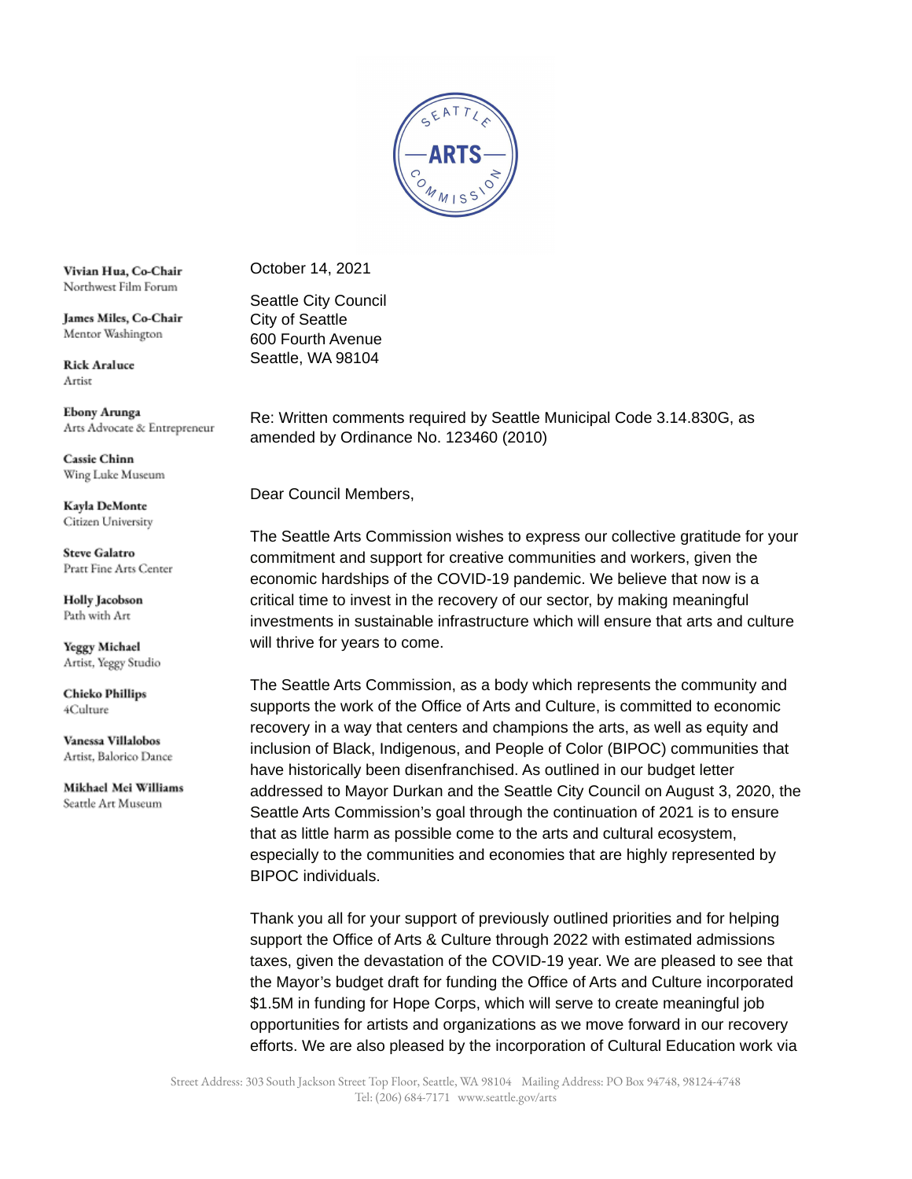SEATTLE ARTS COMMISSION

**Vivian Hua, Co-Chair**
Northwest Film Forum

**James Miles, Co-Chair**
Mentor Washington

**Rick Araluce**
Artist

**Ebony Arunga**
Arts Advocate & Entrepreneur

**Cassie Chinn**
Wing Luke Museum

**Kayla DeMonte**
Citizen University

**Steve Galatro**
Pratt Fine Arts Center

**Holly Jacobson**
Path with Art

**Yeggy Michael**
Artist, Yeggy Studio

**Chieko Phillips**
4Culture

**Vanessa Villalobos**
Artist, Balorico Dance

**Mikhael Mei Williams**
Seattle Art Museum

October 14, 2021

Seattle City Council
City of Seattle
600 Fourth Avenue
Seattle, WA 98104

Re: Written comments required by Seattle Municipal Code 3.14.830G, as amended by Ordinance No. 123460 (2010)

Dear Council Members,

The Seattle Arts Commission wishes to express our collective gratitude for your commitment and support for creative communities and workers, given the economic hardships of the COVID-19 pandemic. We believe that now is a critical time to invest in the recovery of our sector, by making meaningful investments in sustainable infrastructure which will ensure that arts and culture will thrive for years to come.

The Seattle Arts Commission, as a body which represents the community and supports the work of the Office of Arts and Culture, is committed to economic recovery in a way that centers and champions the arts, as well as equity and inclusion of Black, Indigenous, and People of Color (BIPOC) communities that have historically been disenfranchised. As outlined in our budget letter addressed to Mayor Durkan and the Seattle City Council on August 3, 2020, the Seattle Arts Commission's goal through the continuation of 2021 is to ensure that as little harm as possible come to the arts and cultural ecosystem, especially to the communities and economies that are highly represented by BIPOC individuals.

Thank you all for your support of previously outlined priorities and for helping support the Office of Arts & Culture through 2022 with estimated admissions taxes, given the devastation of the COVID-19 year. We are pleased to see that the Mayor's budget draft for funding the Office of Arts and Culture incorporated $1.5M in funding for Hope Corps, which will serve to create meaningful job opportunities for artists and organizations as we move forward in our recovery efforts. We are also pleased by the incorporation of Cultural Education work via

Street Address: 303 South Jackson Street Top Floor, Seattle, WA 98104 Mailing Address: PO Box 94748, 98124-4748
Tel: (206) 684-7171 www.seattle.gov/arts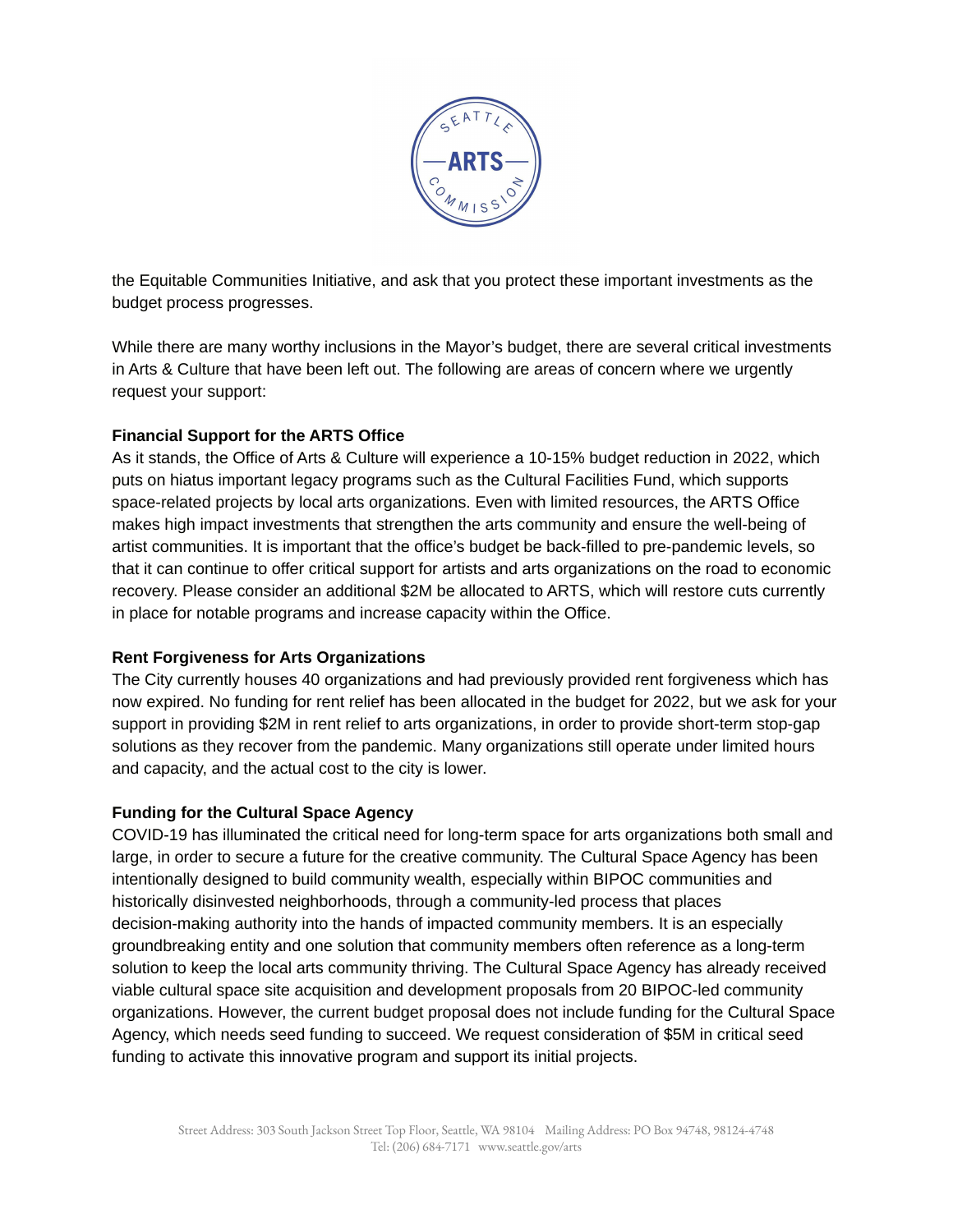the Equitable Communities Initiative, and ask that you protect these important investments as the budget process progresses.

While there are many worthy inclusions in the Mayor's budget, there are several critical investments in Arts & Culture that have been left out. The following are areas of concern where we urgently request your support:

**Financial Support for the ARTS Office**
As it stands, the Office of Arts & Culture will experience a 10-15% budget reduction in 2022, which puts on hiatus important legacy programs such as the Cultural Facilities Fund, which supports space-related projects by local arts organizations. Even with limited resources, the ARTS Office makes high impact investments that strengthen the arts community and ensure the well-being of artist communities. It is important that the office's budget be back-filled to pre-pandemic levels, so that it can continue to offer critical support for artists and arts organizations on the road to economic recovery. Please consider an additional $2M be allocated to ARTS, which will restore cuts currently in place for notable programs and increase capacity within the Office.

**Rent Forgiveness for Arts Organizations**
The City currently houses 40 organizations and had previously provided rent forgiveness which has now expired. No funding for rent relief has been allocated in the budget for 2022, but we ask for your support in providing $2M in rent relief to arts organizations, in order to provide short-term stop-gap solutions as they recover from the pandemic. Many organizations still operate under limited hours and capacity, and the actual cost to the city is lower.

**Funding for the Cultural Space Agency**
COVID-19 has illuminated the critical need for long-term space for arts organizations both small and large, in order to secure a future for the creative community. The Cultural Space Agency has been intentionally designed to build community wealth, especially within BIPOC communities and historically disinvested neighborhoods, through a community-led process that places decision-making authority into the hands of impacted community members. It is an especially groundbreaking entity and one solution that community members often reference as a long-term solution to keep the local arts community thriving. The Cultural Space Agency has already received viable cultural space site acquisition and development proposals from 20 BIPOC-led community organizations. However, the current budget proposal does not include funding for the Cultural Space Agency, which needs seed funding to succeed. We request consideration of $5M in critical seed funding to activate this innovative program and support its initial projects.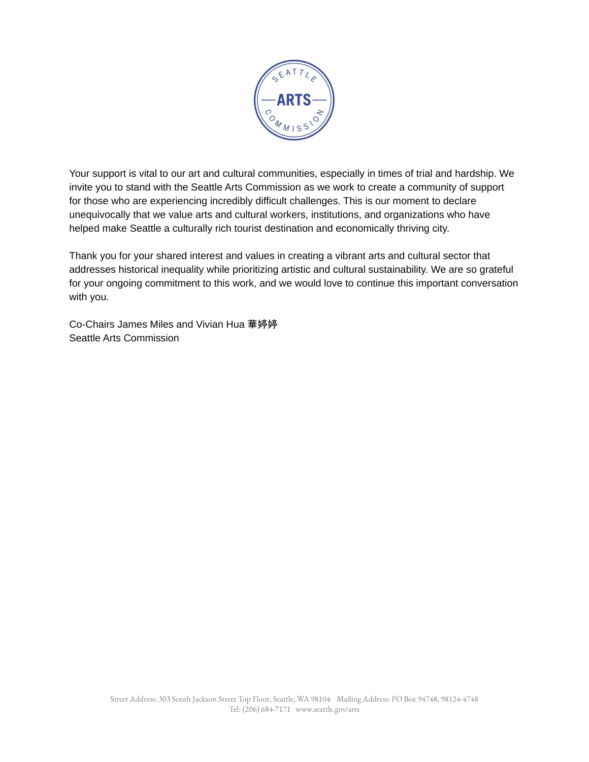Your support is vital to our art and cultural communities, especially in times of trial and hardship. We invite you to stand with the Seattle Arts Commission as we work to create a community of support for those who are experiencing incredibly difficult challenges. This is our moment to declare unequivocally that we value arts and cultural workers, institutions, and organizations who have helped make Seattle a culturally rich tourist destination and economically thriving city.

Thank you for your shared interest and values in creating a vibrant arts and cultural sector that addresses historical inequality while prioritizing artistic and cultural sustainability. We are so grateful for your ongoing commitment to this work, and we would love to continue this important conversation with you.

Co-Chairs James Miles and Vivian Hua 華婷婷
Seattle Arts Commission

Street Address: 303 South Jackson Street Top Floor, Seattle, WA 98104 Mailing Address: PO Box 94748, 98124-4748
Tel: (206) 684-7171 www.seattle.gov/arts